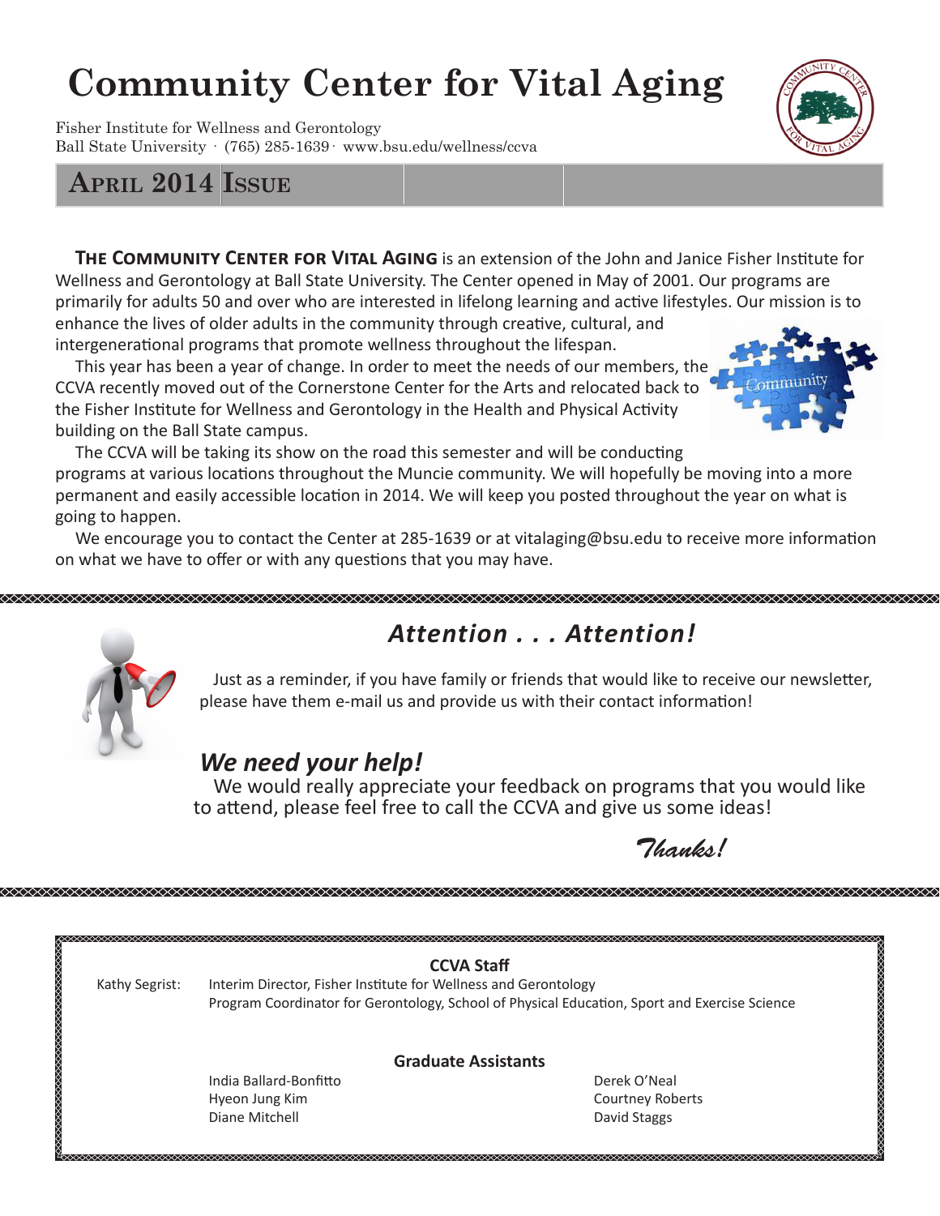# Community Center for Vital Aging

Fisher Institute for Wellness and Gerontology
Ball State University · (765) 285-1639 · www.bsu.edu/wellness/ccva

## April 2014 Issue

**The Community Center for Vital Aging** is an extension of the John and Janice Fisher Institute for Wellness and Gerontology at Ball State University. The Center opened in May of 2001. Our programs are primarily for adults 50 and over who are interested in lifelong learning and active lifestyles. Our mission is to enhance the lives of older adults in the community through creative, cultural, and intergenerational programs that promote wellness throughout the lifespan.

This year has been a year of change. In order to meet the needs of our members, the CCVA recently moved out of the Cornerstone Center for the Arts and relocated back to the Fisher Institute for Wellness and Gerontology in the Health and Physical Activity building on the Ball State campus.

The CCVA will be taking its show on the road this semester and will be conducting programs at various locations throughout the Muncie community. We will hopefully be moving into a more permanent and easily accessible location in 2014. We will keep you posted throughout the year on what is going to happen.

We encourage you to contact the Center at 285-1639 or at vitalaging@bsu.edu to receive more information on what we have to offer or with any questions that you may have.

## *Attention . . . Attention!*

Just as a reminder, if you have family or friends that would like to receive our newsletter, please have them e-mail us and provide us with their contact information!

### *We need your help!*

We would really appreciate your feedback on programs that you would like to attend, please feel free to call the CCVA and give us some ideas!

*Thanks!*

**CCVA Staff**

Kathy Segrist: Interim Director, Fisher Institute for Wellness and Gerontology
Program Coordinator for Gerontology, School of Physical Education, Sport and Exercise Science

**Graduate Assistants**

India Ballard-Bonfitto
Hyeon Jung Kim
Diane Mitchell
Derek O'Neal
Courtney Roberts
David Staggs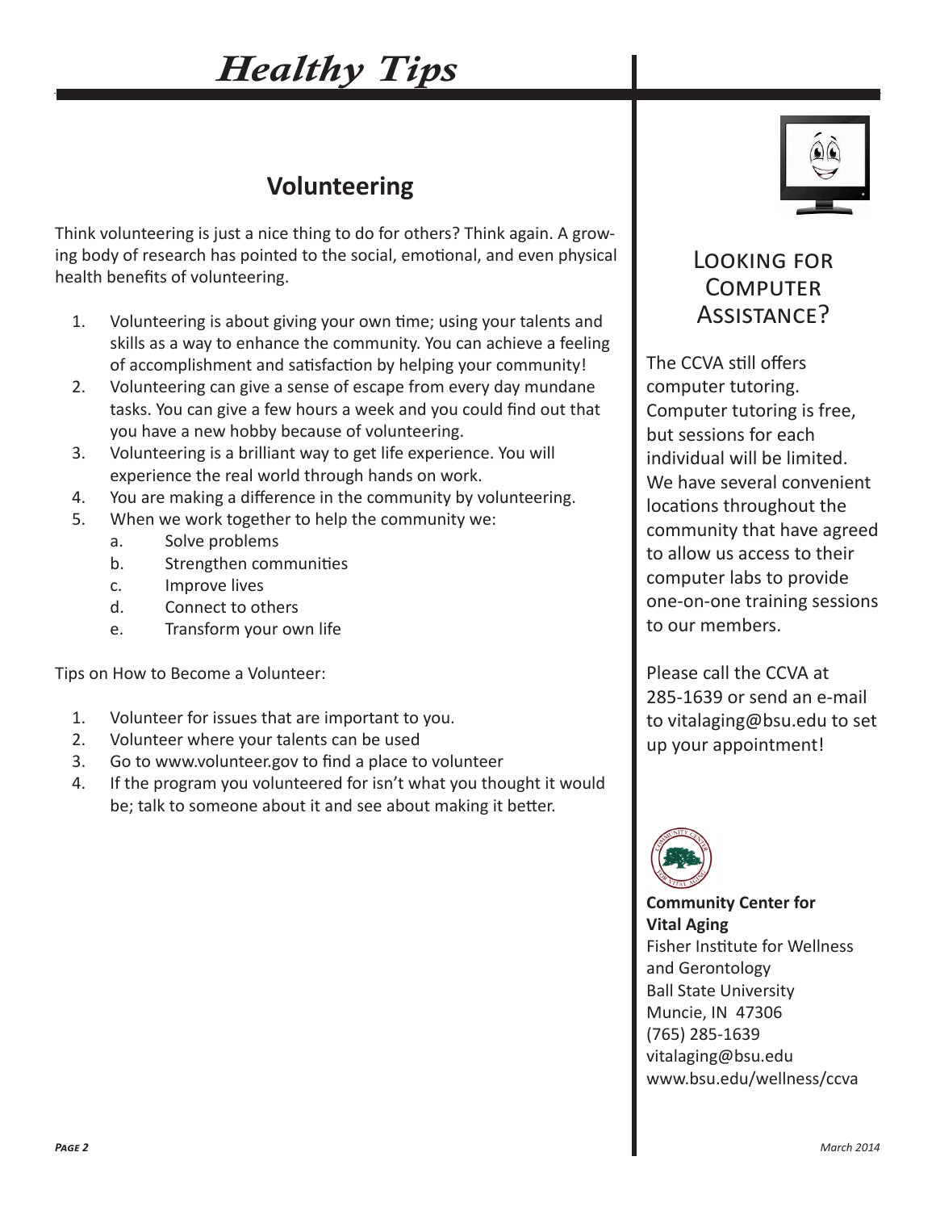# Healthy Tips

## Volunteering

Think volunteering is just a nice thing to do for others? Think again. A growing body of research has pointed to the social, emotional, and even physical health benefits of volunteering.

1. Volunteering is about giving your own time; using your talents and skills as a way to enhance the community. You can achieve a feeling of accomplishment and satisfaction by helping your community!
2. Volunteering can give a sense of escape from every day mundane tasks. You can give a few hours a week and you could find out that you have a new hobby because of volunteering.
3. Volunteering is a brilliant way to get life experience. You will experience the real world through hands on work.
4. You are making a difference in the community by volunteering.
5. When we work together to help the community we:
   a. Solve problems
   b. Strengthen communities
   c. Improve lives
   d. Connect to others
   e. Transform your own life

Tips on How to Become a Volunteer:

1. Volunteer for issues that are important to you.
2. Volunteer where your talents can be used
3. Go to www.volunteer.gov to find a place to volunteer
4. If the program you volunteered for isn't what you thought it would be; talk to someone about it and see about making it better.

## Looking for Computer Assistance?

The CCVA still offers computer tutoring. Computer tutoring is free, but sessions for each individual will be limited. We have several convenient locations throughout the community that have agreed to allow us access to their computer labs to provide one-on-one training sessions to our members.

Please call the CCVA at 285-1639 or send an e-mail to vitalaging@bsu.edu to set up your appointment!

**Community Center for Vital Aging**
Fisher Institute for Wellness and Gerontology
Ball State University
Muncie, IN 47306
(765) 285-1639
vitalaging@bsu.edu
www.bsu.edu/wellness/ccva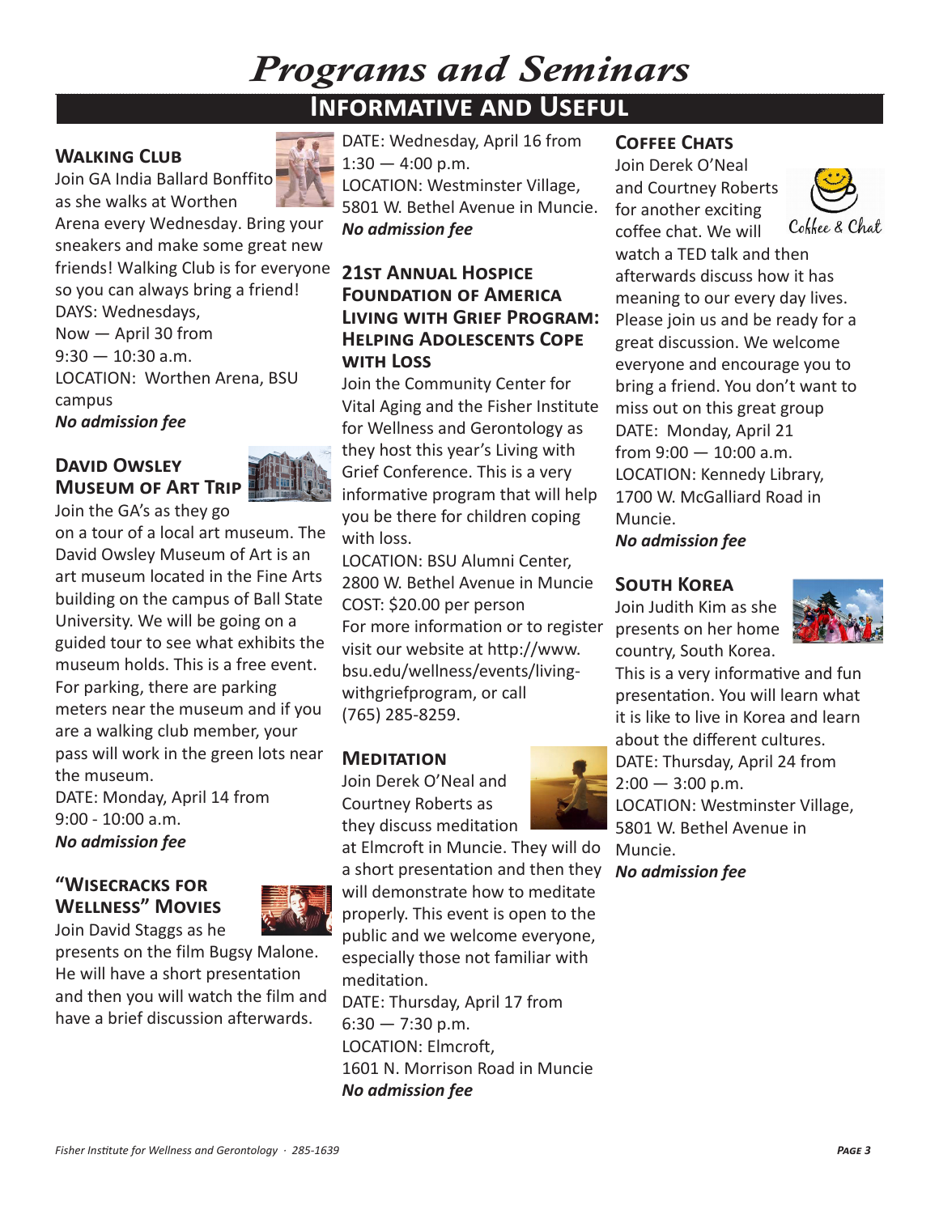// Programs and Seminars

## Informative and Useful

### Walking Club

Join GA India Ballard Bonffito as she walks at Worthen Arena every Wednesday. Bring your sneakers and make some great new friends! Walking Club is for everyone so you can always bring a friend!
DAYS: Wednesdays,
Now — April 30 from
9:30 — 10:30 a.m.
LOCATION: Worthen Arena, BSU campus
***No admission fee***

### David Owsley Museum of Art Trip

Join the GA's as they go on a tour of a local art museum. The David Owsley Museum of Art is an art museum located in the Fine Arts building on the campus of Ball State University. We will be going on a guided tour to see what exhibits the museum holds. This is a free event. For parking, there are parking meters near the museum and if you are a walking club member, your pass will work in the green lots near the museum.
DATE: Monday, April 14 from
9:00 - 10:00 a.m.
***No admission fee***

### "Wisecracks for Wellness" Movies

Join David Staggs as he presents on the film Bugsy Malone. He will have a short presentation and then you will watch the film and have a brief discussion afterwards.
DATE: Wednesday, April 16 from
1:30 — 4:00 p.m.
LOCATION: Westminster Village, 5801 W. Bethel Avenue in Muncie.
***No admission fee***

### 21st Annual Hospice Foundation of America Living with Grief Program: Helping Adolescents Cope with Loss

Join the Community Center for Vital Aging and the Fisher Institute for Wellness and Gerontology as they host this year's Living with Grief Conference. This is a very informative program that will help you be there for children coping with loss.
LOCATION: BSU Alumni Center, 2800 W. Bethel Avenue in Muncie
COST: $20.00 per person
For more information or to register visit our website at http://www.bsu.edu/wellness/events/living-withgriefprogram, or call (765) 285-8259.

### Meditation

Join Derek O'Neal and Courtney Roberts as they discuss meditation at Elmcroft in Muncie. They will do a short presentation and then they will demonstrate how to meditate properly. This event is open to the public and we welcome everyone, especially those not familiar with meditation.
DATE: Thursday, April 17 from
6:30 — 7:30 p.m.
LOCATION: Elmcroft,
1601 N. Morrison Road in Muncie
***No admission fee***

### Coffee Chats

Join Derek O'Neal and Courtney Roberts for another exciting coffee chat. We will watch a TED talk and then afterwards discuss how it has meaning to our every day lives. Please join us and be ready for a great discussion. We welcome everyone and encourage you to bring a friend. You don't want to miss out on this great group
DATE: Monday, April 21
from 9:00 — 10:00 a.m.
LOCATION: Kennedy Library, 1700 W. McGalliard Road in Muncie.
***No admission fee***

### South Korea

Join Judith Kim as she presents on her home country, South Korea. This is a very informative and fun presentation. You will learn what it is like to live in Korea and learn about the different cultures.
DATE: Thursday, April 24 from
2:00 — 3:00 p.m.
LOCATION: Westminster Village, 5801 W. Bethel Avenue in Muncie.
***No admission fee***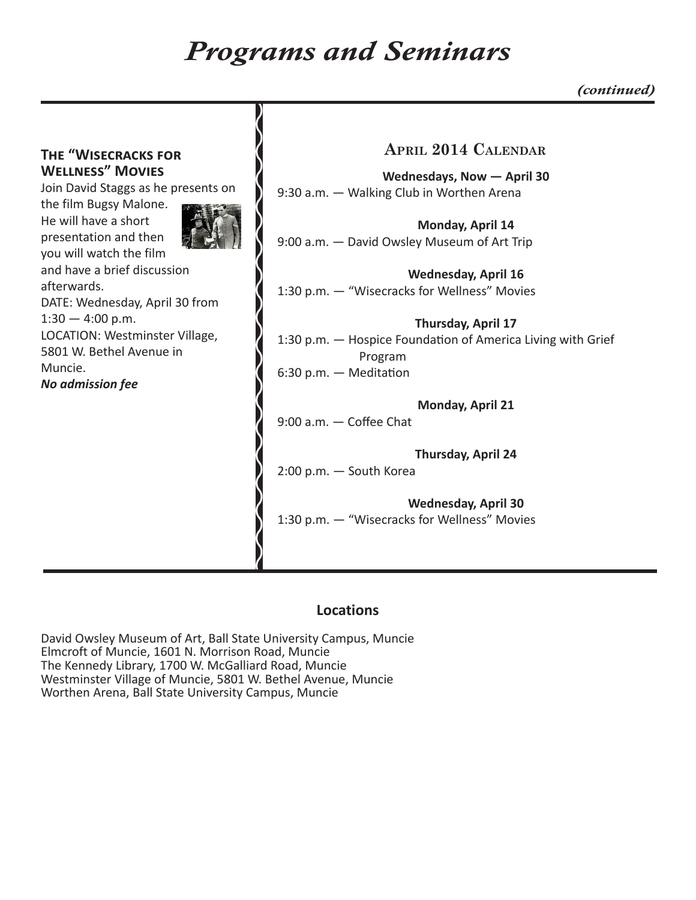# Programs and Seminars

*(continued)*

### The "Wisecracks for Wellness" Movies

Join David Staggs as he presents on the film Bugsy Malone. He will have a short presentation and then you will watch the film and have a brief discussion afterwards.

DATE: Wednesday, April 30 from 1:30 — 4:00 p.m.

LOCATION: Westminster Village, 5801 W. Bethel Avenue in Muncie.

***No admission fee***

### April 2014 Calendar

**Wednesdays, Now — April 30**

9:30 a.m. — Walking Club in Worthen Arena

**Monday, April 14**

9:00 a.m. — David Owsley Museum of Art Trip

**Wednesday, April 16**

1:30 p.m. — "Wisecracks for Wellness" Movies

**Thursday, April 17**

1:30 p.m. — Hospice Foundation of America Living with Grief Program

6:30 p.m. — Meditation

**Monday, April 21**

9:00 a.m. — Coffee Chat

**Thursday, April 24**

2:00 p.m. — South Korea

**Wednesday, April 30**

1:30 p.m. — "Wisecracks for Wellness" Movies

## Locations

David Owsley Museum of Art, Ball State University Campus, Muncie
Elmcroft of Muncie, 1601 N. Morrison Road, Muncie
The Kennedy Library, 1700 W. McGalliard Road, Muncie
Westminster Village of Muncie, 5801 W. Bethel Avenue, Muncie
Worthen Arena, Ball State University Campus, Muncie